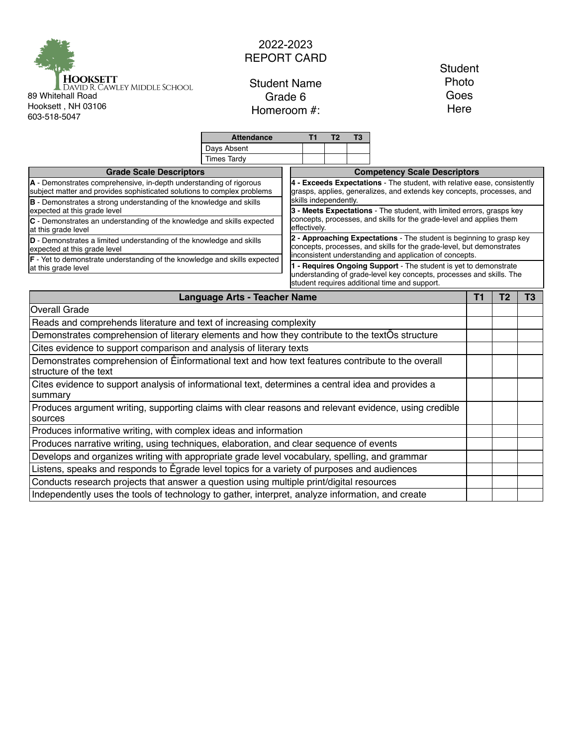HOOKSETT
David R. Cawley Middle School
89 Whitehall Road
Hooksett , NH 03106
603-518-5047

# 2022-2023
# REPORT CARD

Student Name
Grade 6
Homeroom #:

Student Photo Goes Here

| Attendance | T1 | T2 | T3 |
|---|---|---|---|
| Days Absent | | | |
| Times Tardy | | | |

| Grade Scale Descriptors |
|---|
| **A** - Demonstrates comprehensive, in-depth understanding of rigorous subject matter and provides sophisticated solutions to complex problems |
| **B** - Demonstrates a strong understanding of the knowledge and skills expected at this grade level |
| **C** - Demonstrates an understanding of the knowledge and skills expected at this grade level |
| **D** - Demonstrates a limited understanding of the knowledge and skills expected at this grade level |
| **F** - Yet to demonstrate understanding of the knowledge and skills expected at this grade level |

| Competency Scale Descriptors |
|---|
| **4 - Exceeds Expectations** - The student, with relative ease, consistently grasps, applies, generalizes, and extends key concepts, processes, and skills independently. |
| **3 - Meets Expectations** - The student, with limited errors, grasps key concepts, processes, and skills for the grade-level and applies them effectively. |
| **2 - Approaching Expectations** - The student is beginning to grasp key concepts, processes, and skills for the grade-level, but demonstrates inconsistent understanding and application of concepts. |
| **1 - Requires Ongoing Support** - The student is yet to demonstrate understanding of grade-level key concepts, processes and skills. The student requires additional time and support. |

| Language Arts - Teacher Name | T1 | T2 | T3 |
|---|---|---|---|
| Overall Grade | | | |
| Reads and comprehends literature and text of increasing complexity | | | |
| Demonstrates comprehension of literary elements and how they contribute to the textÕs structure | | | |
| Cites evidence to support comparison and analysis of literary texts | | | |
| Demonstrates comprehension of Êinformational text and how text features contribute to the overall structure of the text | | | |
| Cites evidence to support analysis of informational text, determines a central idea and provides a summary | | | |
| Produces argument writing, supporting claims with clear reasons and relevant evidence, using credible sources | | | |
| Produces informative writing, with complex ideas and information | | | |
| Produces narrative writing, using techniques, elaboration, and clear sequence of events | | | |
| Develops and organizes writing with appropriate grade level vocabulary, spelling, and grammar | | | |
| Listens, speaks and responds to Êgrade level topics for a variety of purposes and audiences | | | |
| Conducts research projects that answer a question using multiple print/digital resources | | | |
| Independently uses the tools of technology to gather, interpret, analyze information, and create | | | |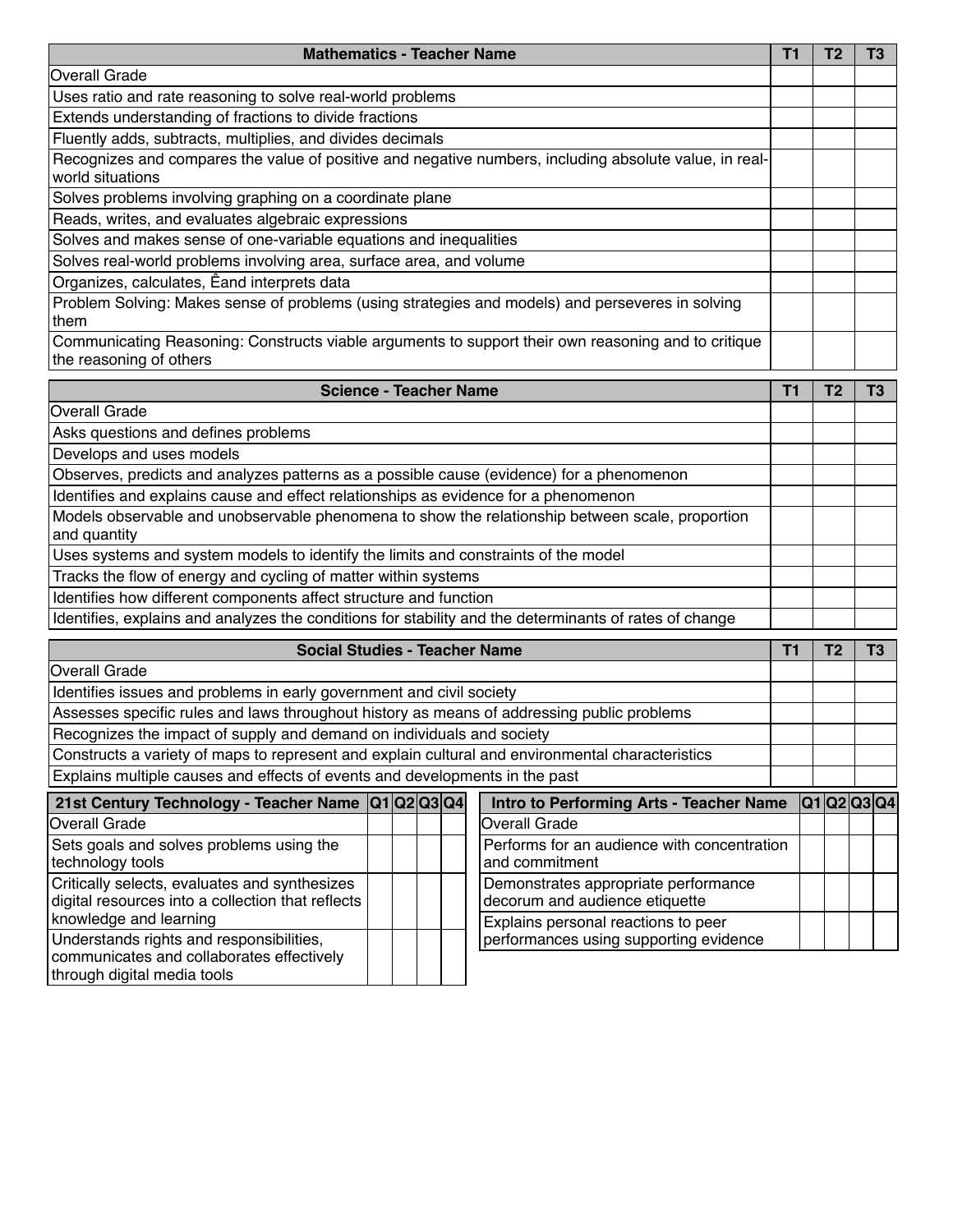| Mathematics - Teacher Name | T1 | T2 | T3 |
|---|---|---|---|
| Overall Grade | | | |
| Uses ratio and rate reasoning to solve real-world problems | | | |
| Extends understanding of fractions to divide fractions | | | |
| Fluently adds, subtracts, multiplies, and divides decimals | | | |
| Recognizes and compares the value of positive and negative numbers, including absolute value, in real-world situations | | | |
| Solves problems involving graphing on a coordinate plane | | | |
| Reads, writes, and evaluates algebraic expressions | | | |
| Solves and makes sense of one-variable equations and inequalities | | | |
| Solves real-world problems involving area, surface area, and volume | | | |
| Organizes, calculates, Êand interprets data | | | |
| Problem Solving: Makes sense of problems (using strategies and models) and perseveres in solving them | | | |
| Communicating Reasoning: Constructs viable arguments to support their own reasoning and to critique the reasoning of others | | | |

| Science - Teacher Name | T1 | T2 | T3 |
|---|---|---|---|
| Overall Grade | | | |
| Asks questions and defines problems | | | |
| Develops and uses models | | | |
| Observes, predicts and analyzes patterns as a possible cause (evidence) for a phenomenon | | | |
| Identifies and explains cause and effect relationships as evidence for a phenomenon | | | |
| Models observable and unobservable phenomena to show the relationship between scale, proportion and quantity | | | |
| Uses systems and system models to identify the limits and constraints of the model | | | |
| Tracks the flow of energy and cycling of matter within systems | | | |
| Identifies how different components affect structure and function | | | |
| Identifies, explains and analyzes the conditions for stability and the determinants of rates of change | | | |

| Social Studies - Teacher Name | T1 | T2 | T3 |
|---|---|---|---|
| Overall Grade | | | |
| Identifies issues and problems in early government and civil society | | | |
| Assesses specific rules and laws throughout history as means of addressing public problems | | | |
| Recognizes the impact of supply and demand on individuals and society | | | |
| Constructs a variety of maps to represent and explain cultural and environmental characteristics | | | |
| Explains multiple causes and effects of events and developments in the past | | | |

| 21st Century Technology - Teacher Name | Q1 | Q2 | Q3 | Q4 |
|---|---|---|---|---|
| Overall Grade | | | | |
| Sets goals and solves problems using the technology tools | | | | |
| Critically selects, evaluates and synthesizes digital resources into a collection that reflects knowledge and learning | | | | |
| Understands rights and responsibilities, communicates and collaborates effectively through digital media tools | | | | |

| Intro to Performing Arts - Teacher Name | Q1 | Q2 | Q3 | Q4 |
|---|---|---|---|---|
| Overall Grade | | | | |
| Performs for an audience with concentration and commitment | | | | |
| Demonstrates appropriate performance decorum and audience etiquette | | | | |
| Explains personal reactions to peer performances using supporting evidence | | | | |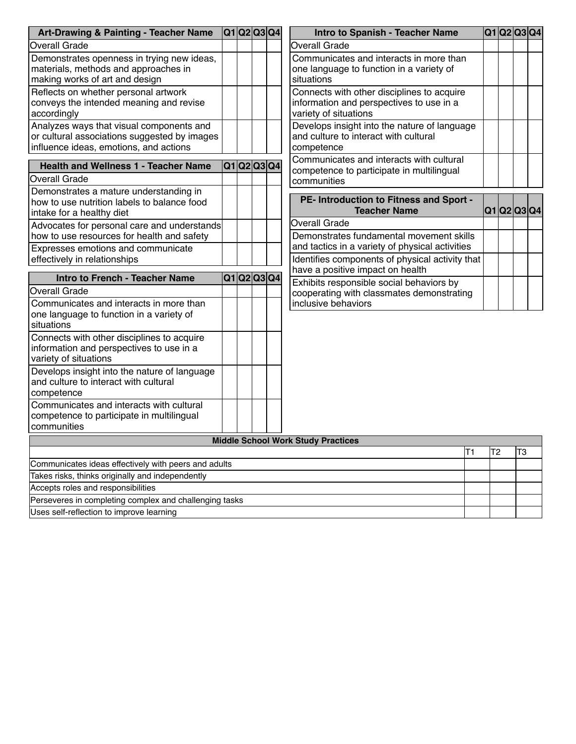| Art-Drawing & Painting - Teacher Name | Q1 | Q2 | Q3 | Q4 |
|---|---|---|---|---|
| Overall Grade | | | | |
| Demonstrates openness in trying new ideas, materials, methods and approaches in making works of art and design | | | | |
| Reflects on whether personal artwork conveys the intended meaning and revise accordingly | | | | |
| Analyzes ways that visual components and or cultural associations suggested by images influence ideas, emotions, and actions | | | | |

| Health and Wellness 1 - Teacher Name | Q1 | Q2 | Q3 | Q4 |
|---|---|---|---|---|
| Overall Grade | | | | |
| Demonstrates a mature understanding in how to use nutrition labels to balance food intake for a healthy diet | | | | |
| Advocates for personal care and understands how to use resources for health and safety | | | | |
| Expresses emotions and communicate effectively in relationships | | | | |

| Intro to French - Teacher Name | Q1 | Q2 | Q3 | Q4 |
|---|---|---|---|---|
| Overall Grade | | | | |
| Communicates and interacts in more than one language to function in a variety of situations | | | | |
| Connects with other disciplines to acquire information and perspectives to use in a variety of situations | | | | |
| Develops insight into the nature of language and culture to interact with cultural competence | | | | |
| Communicates and interacts with cultural competence to participate in multilingual communities | | | | |

| Intro to Spanish - Teacher Name | Q1 | Q2 | Q3 | Q4 |
|---|---|---|---|---|
| Overall Grade | | | | |
| Communicates and interacts in more than one language to function in a variety of situations | | | | |
| Connects with other disciplines to acquire information and perspectives to use in a variety of situations | | | | |
| Develops insight into the nature of language and culture to interact with cultural competence | | | | |
| Communicates and interacts with cultural competence to participate in multilingual communities | | | | |

| PE- Introduction to Fitness and Sport - Teacher Name | Q1 | Q2 | Q3 | Q4 |
|---|---|---|---|---|
| Overall Grade | | | | |
| Demonstrates fundamental movement skills and tactics in a variety of physical activities | | | | |
| Identifies components of physical activity that have a positive impact on health | | | | |
| Exhibits responsible social behaviors by cooperating with classmates demonstrating inclusive behaviors | | | | |

| Middle School Work Study Practices | | | |
|---|---|---|---|
| | T1 | T2 | T3 |
| Communicates ideas effectively with peers and adults | | | |
| Takes risks, thinks originally and independently | | | |
| Accepts roles and responsibilities | | | |
| Perseveres in completing complex and challenging tasks | | | |
| Uses self-reflection to improve learning | | | |